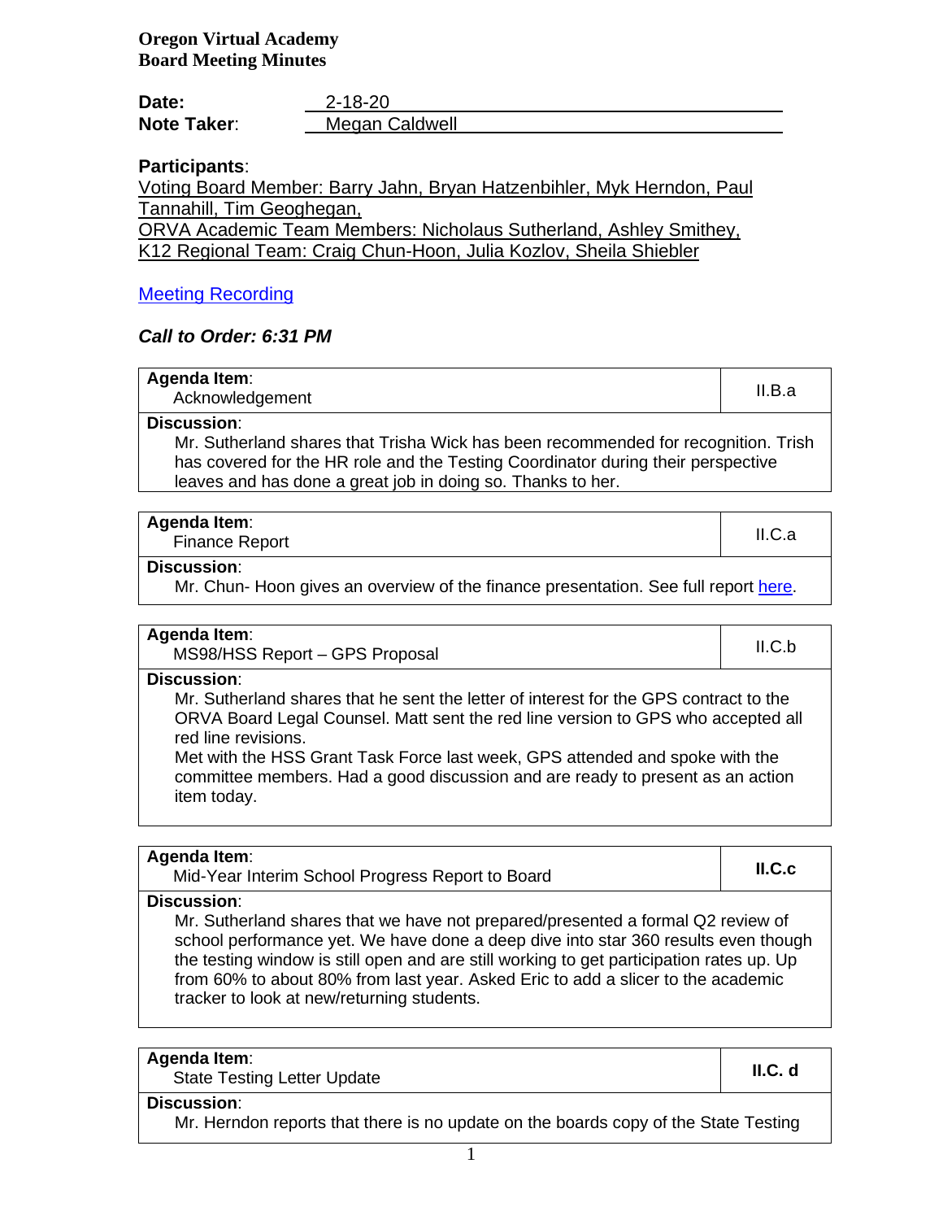**Oregon Virtual Academy**
**Board Meeting Minutes**

**Date:** 2-18-20
**Note Taker:** Megan Caldwell

**Participants**:
Voting Board Member: Barry Jahn, Bryan Hatzenbihler, Myk Herndon, Paul Tannahill, Tim Geoghegan,
ORVA Academic Team Members: Nicholaus Sutherland, Ashley Smithey,
K12 Regional Team: Craig Chun-Hoon, Julia Kozlov, Sheila Shiebler

Meeting Recording

***Call to Order: 6:31 PM***

| **Agenda Item**: Acknowledgement | II.B.a |
|---|---|
| **Discussion**: Mr. Sutherland shares that Trisha Wick has been recommended for recognition. Trish has covered for the HR role and the Testing Coordinator during their perspective leaves and has done a great job in doing so. Thanks to her. | |

| **Agenda Item**: Finance Report | II.C.a |
|---|---|
| **Discussion**: Mr. Chun- Hoon gives an overview of the finance presentation. See full report here. | |

| **Agenda Item**: MS98/HSS Report – GPS Proposal | II.C.b |
|---|---|
| **Discussion**: Mr. Sutherland shares that he sent the letter of interest for the GPS contract to the ORVA Board Legal Counsel. Matt sent the red line version to GPS who accepted all red line revisions. Met with the HSS Grant Task Force last week, GPS attended and spoke with the committee members. Had a good discussion and are ready to present as an action item today. | |

| **Agenda Item**: Mid-Year Interim School Progress Report to Board | **II.C.c** |
|---|---|
| **Discussion**: Mr. Sutherland shares that we have not prepared/presented a formal Q2 review of school performance yet. We have done a deep dive into star 360 results even though the testing window is still open and are still working to get participation rates up. Up from 60% to about 80% from last year. Asked Eric to add a slicer to the academic tracker to look at new/returning students. | |

| **Agenda Item**: State Testing Letter Update | **II.C. d** |
|---|---|
| **Discussion**: Mr. Herndon reports that there is no update on the boards copy of the State Testing | |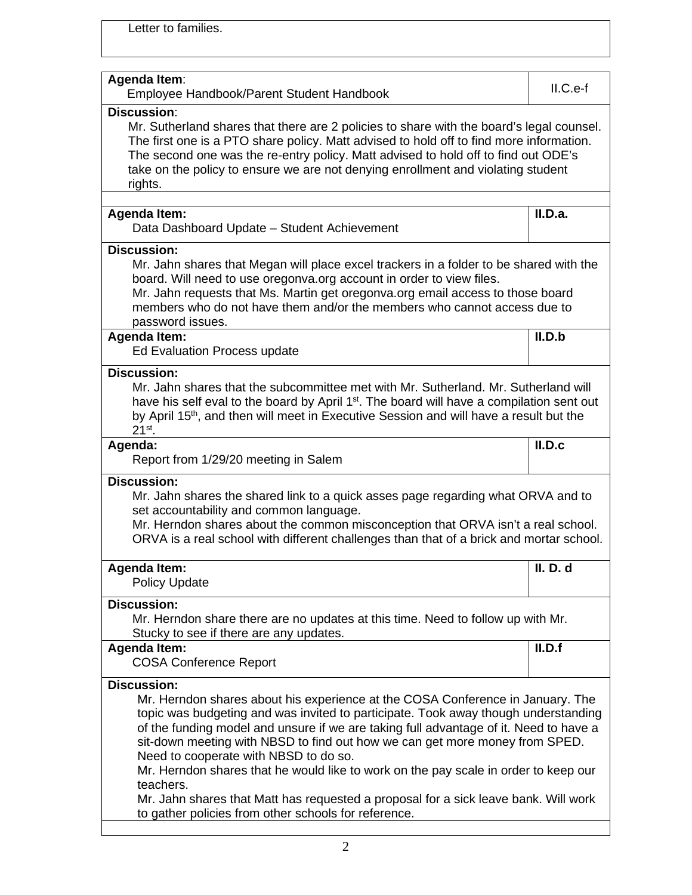Letter to families.

| **Agenda Item**: Employee Handbook/Parent Student Handbook | II.C.e-f |
|---|---|
| **Discussion**: Mr. Sutherland shares that there are 2 policies to share with the board's legal counsel. The first one is a PTO share policy. Matt advised to hold off to find more information. The second one was the re-entry policy. Matt advised to hold off to find out ODE's take on the policy to ensure we are not denying enrollment and violating student rights. | |

| **Agenda Item:** Data Dashboard Update – Student Achievement | **II.D.a.** |
|---|---|
| **Discussion:** Mr. Jahn shares that Megan will place excel trackers in a folder to be shared with the board. Will need to use oregonva.org account in order to view files. Mr. Jahn requests that Ms. Martin get oregonva.org email access to those board members who do not have them and/or the members who cannot access due to password issues. | |

| **Agenda Item:** Ed Evaluation Process update | **II.D.b** |
|---|---|
| **Discussion:** Mr. Jahn shares that the subcommittee met with Mr. Sutherland. Mr. Sutherland will have his self eval to the board by April 1st. The board will have a compilation sent out by April 15th, and then will meet in Executive Session and will have a result but the 21st. | |

| **Agenda:** Report from 1/29/20 meeting in Salem | **II.D.c** |
|---|---|
| **Discussion:** Mr. Jahn shares the shared link to a quick asses page regarding what ORVA and to set accountability and common language. Mr. Herndon shares about the common misconception that ORVA isn't a real school. ORVA is a real school with different challenges than that of a brick and mortar school. | |

| **Agenda Item:** Policy Update | **II. D. d** |
|---|---|
| **Discussion:** Mr. Herndon share there are no updates at this time. Need to follow up with Mr. Stucky to see if there are any updates. | |

| **Agenda Item:** COSA Conference Report | **II.D.f** |
|---|---|
| **Discussion:** Mr. Herndon shares about his experience at the COSA Conference in January. The topic was budgeting and was invited to participate. Took away though understanding of the funding model and unsure if we are taking full advantage of it. Need to have a sit-down meeting with NBSD to find out how we can get more money from SPED. Need to cooperate with NBSD to do so. Mr. Herndon shares that he would like to work on the pay scale in order to keep our teachers. Mr. Jahn shares that Matt has requested a proposal for a sick leave bank. Will work to gather policies from other schools for reference. | |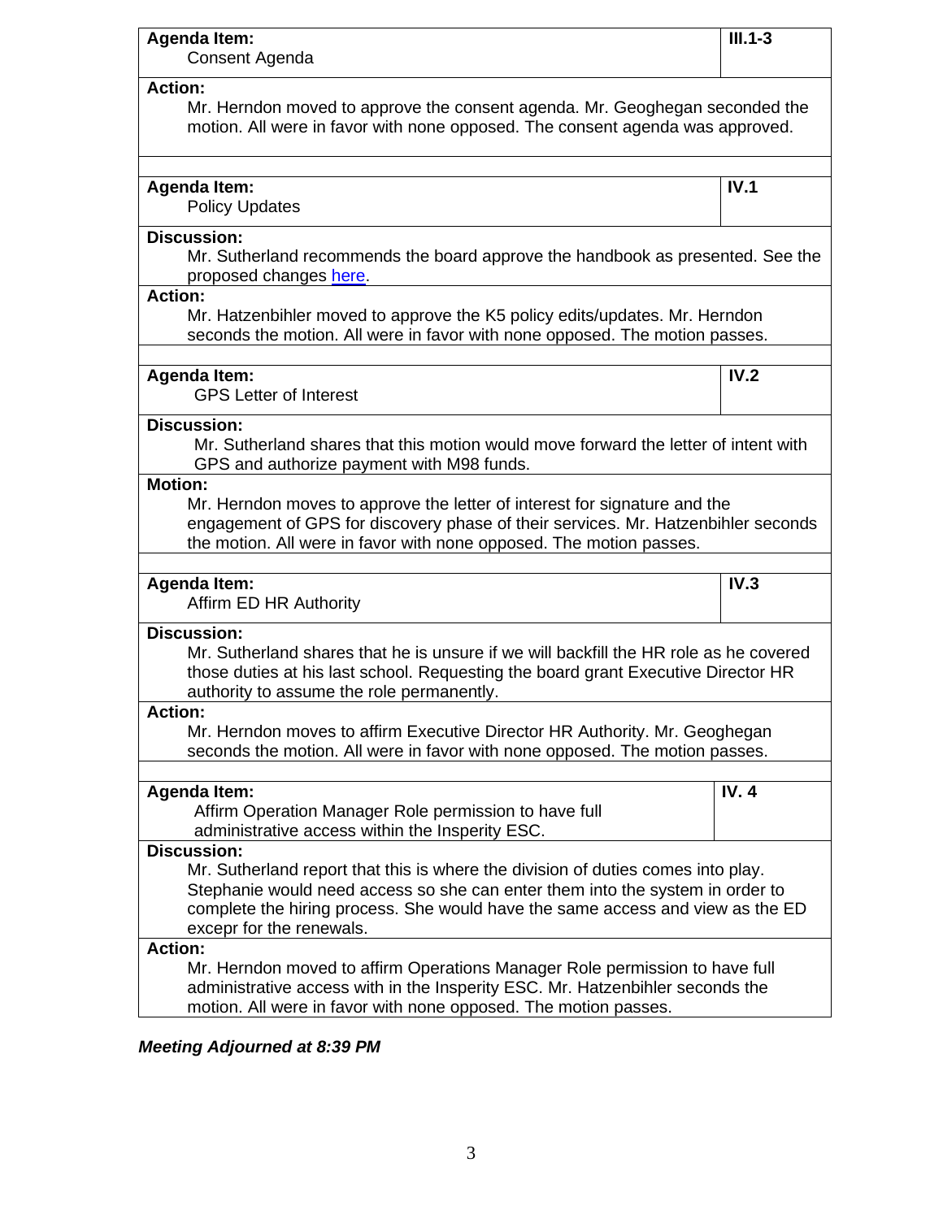| Agenda Item: Consent Agenda | III.1-3 |
|---|---|
| **Action:** Mr. Herndon moved to approve the consent agenda. Mr. Geoghegan seconded the motion. All were in favor with none opposed. The consent agenda was approved. | |

| Agenda Item: Policy Updates | IV.1 |
|---|---|
| **Discussion:** Mr. Sutherland recommends the board approve the handbook as presented. See the proposed changes here. | |
| **Action:** Mr. Hatzenbihler moved to approve the K5 policy edits/updates. Mr. Herndon seconds the motion. All were in favor with none opposed. The motion passes. | |

| Agenda Item: GPS Letter of Interest | IV.2 |
|---|---|
| **Discussion:** Mr. Sutherland shares that this motion would move forward the letter of intent with GPS and authorize payment with M98 funds. | |
| **Motion:** Mr. Herndon moves to approve the letter of interest for signature and the engagement of GPS for discovery phase of their services. Mr. Hatzenbihler seconds the motion. All were in favor with none opposed. The motion passes. | |

| Agenda Item: Affirm ED HR Authority | IV.3 |
|---|---|
| **Discussion:** Mr. Sutherland shares that he is unsure if we will backfill the HR role as he covered those duties at his last school. Requesting the board grant Executive Director HR authority to assume the role permanently. | |
| **Action:** Mr. Herndon moves to affirm Executive Director HR Authority. Mr. Geoghegan seconds the motion. All were in favor with none opposed. The motion passes. | |

| Agenda Item: Affirm Operation Manager Role permission to have full administrative access within the Insperity ESC. | IV. 4 |
|---|---|
| **Discussion:** Mr. Sutherland report that this is where the division of duties comes into play. Stephanie would need access so she can enter them into the system in order to complete the hiring process. She would have the same access and view as the ED excepr for the renewals. | |
| **Action:** Mr. Herndon moved to affirm Operations Manager Role permission to have full administrative access with in the Insperity ESC. Mr. Hatzenbihler seconds the motion. All were in favor with none opposed. The motion passes. | |

***Meeting Adjourned at 8:39 PM***